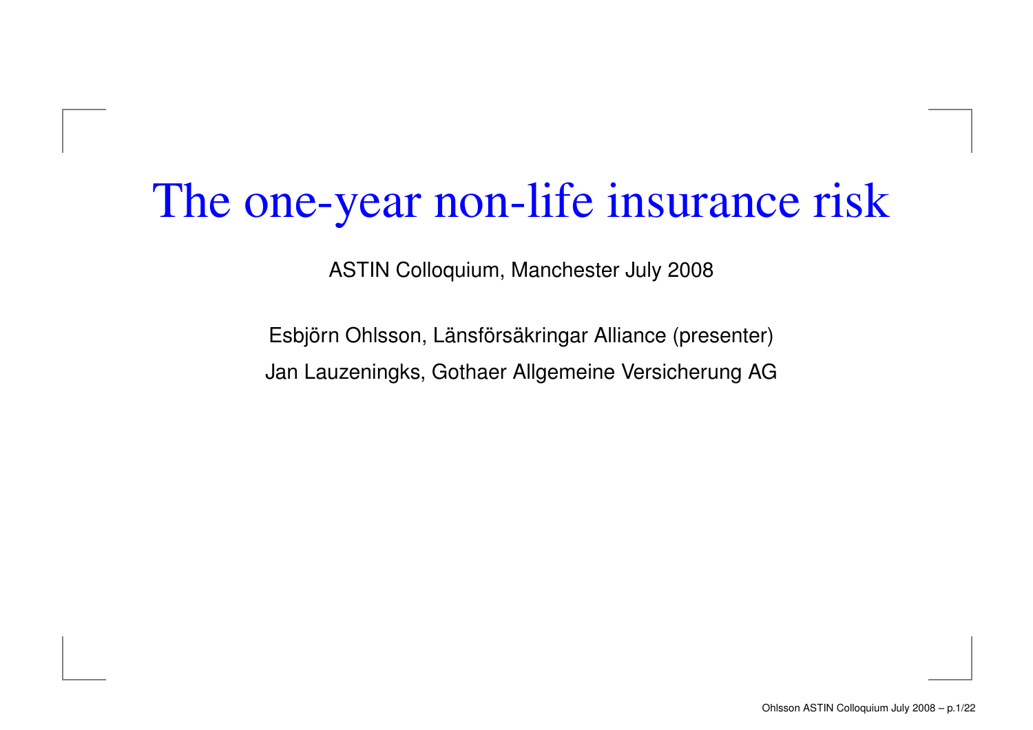# The one-year non-life insurance risk

ASTIN Colloquium, Manchester July 2008

Esbjörn Ohlsson, Länsförsäkringar Alliance (presenter)

Jan Lauzeningks, Gothaer Allgemeine Versicherung AG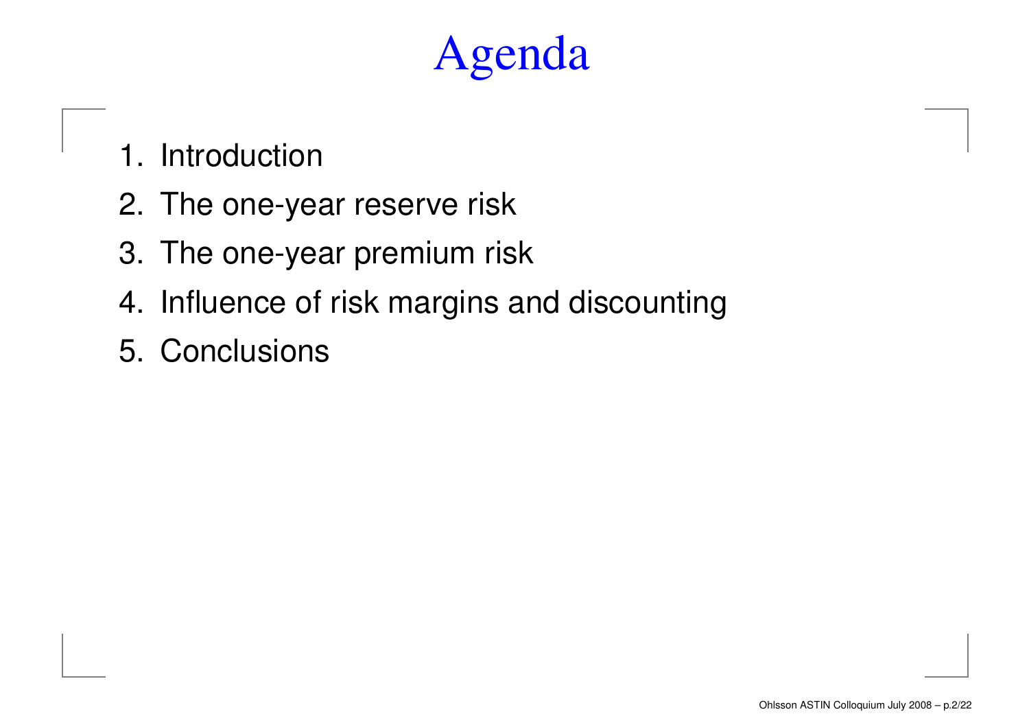# Agenda

1. Introduction
2. The one-year reserve risk
3. The one-year premium risk
4. Influence of risk margins and discounting
5. Conclusions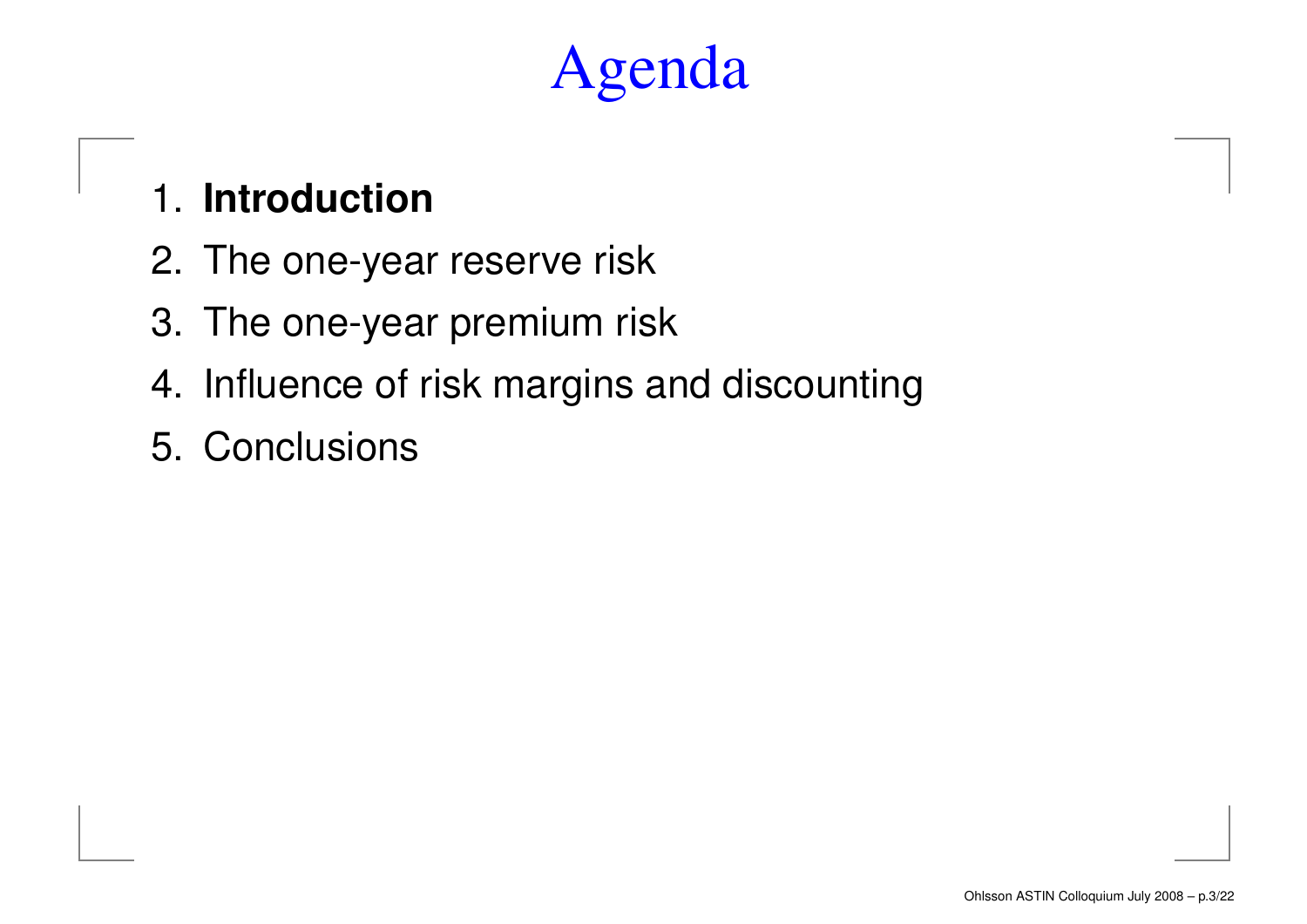# Agenda

1. **Introduction**
2. The one-year reserve risk
3. The one-year premium risk
4. Influence of risk margins and discounting
5. Conclusions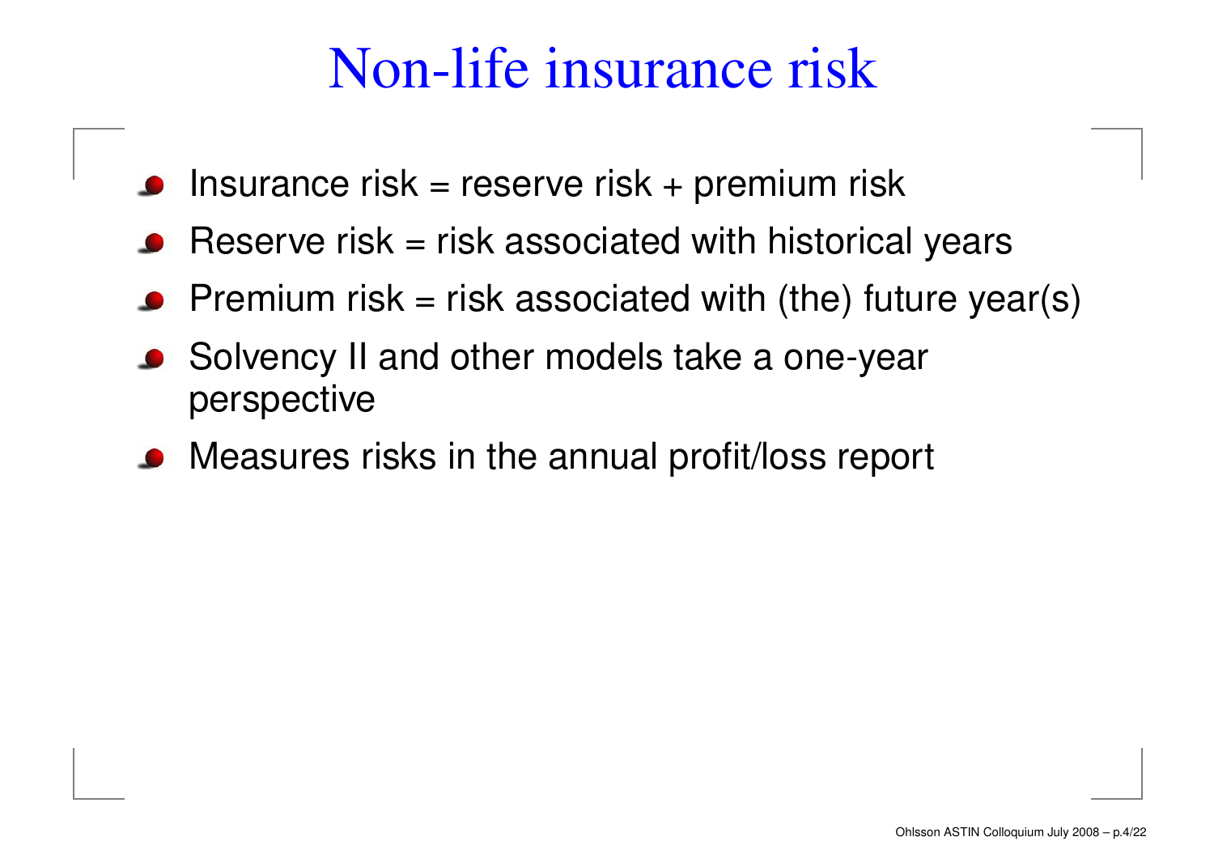# Non-life insurance risk

- Insurance risk = reserve risk + premium risk
- Reserve risk = risk associated with historical years
- Premium risk = risk associated with (the) future year(s)
- Solvency II and other models take a one-year perspective
- Measures risks in the annual profit/loss report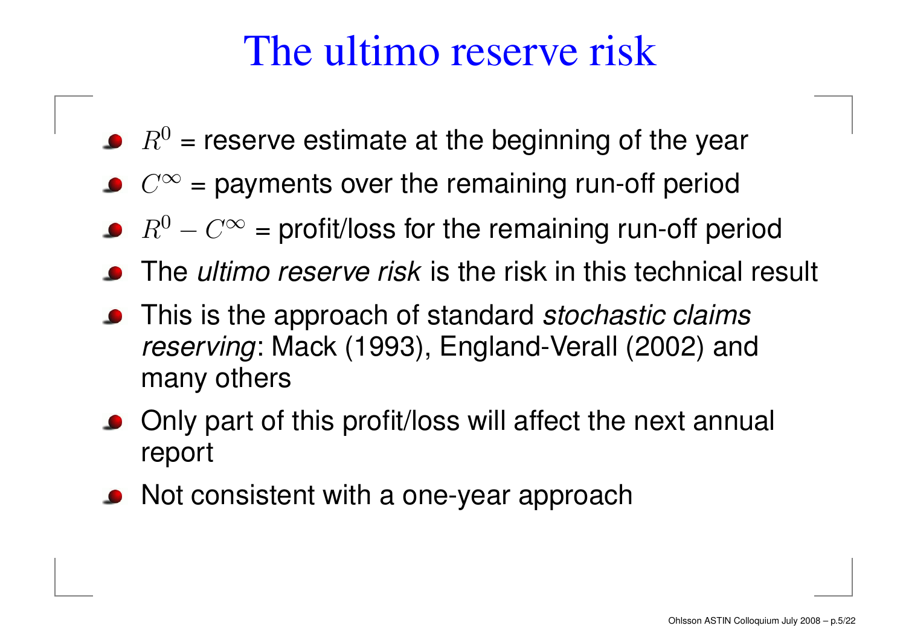# The ultimo reserve risk

- $R^0$ = reserve estimate at the beginning of the year
- $C^\infty$ = payments over the remaining run-off period
- $R^0 - C^\infty$ = profit/loss for the remaining run-off period
- The *ultimo reserve risk* is the risk in this technical result
- This is the approach of standard *stochastic claims reserving*: Mack (1993), England-Verall (2002) and many others
- Only part of this profit/loss will affect the next annual report
- Not consistent with a one-year approach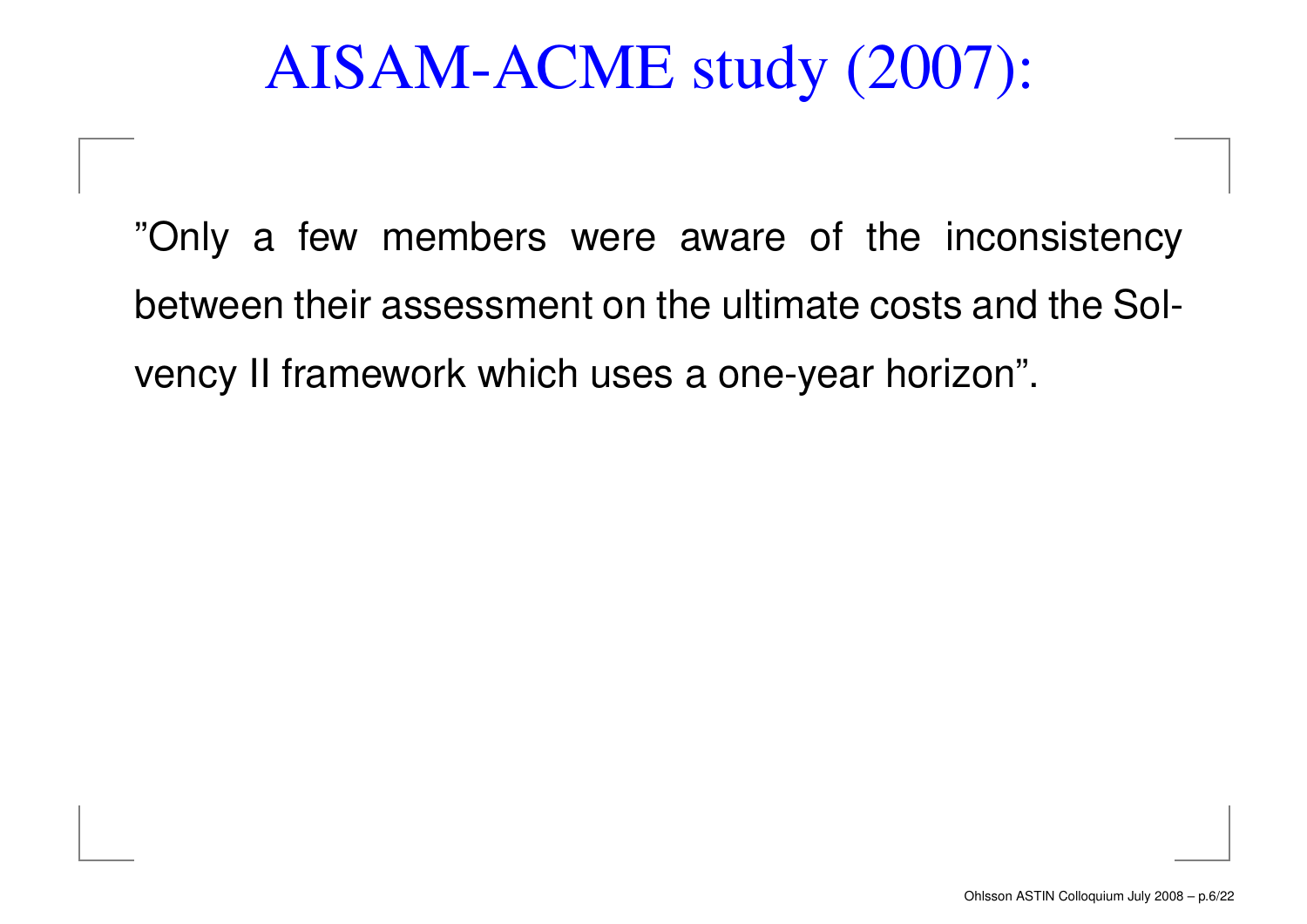# AISAM-ACME study (2007):

”Only a few members were aware of the inconsistency between their assessment on the ultimate costs and the Solvency II framework which uses a one-year horizon”.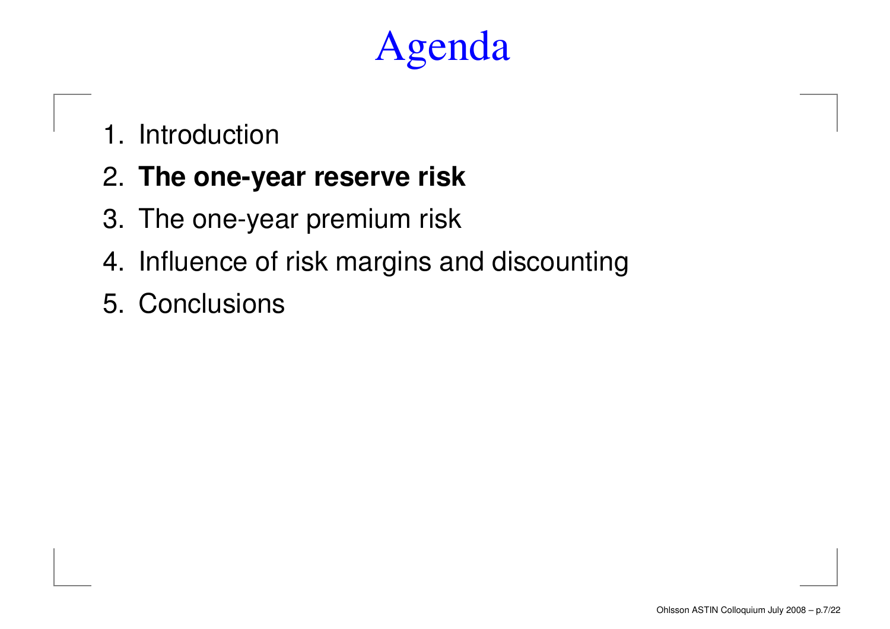# Agenda

1. Introduction
2. **The one-year reserve risk**
3. The one-year premium risk
4. Influence of risk margins and discounting
5. Conclusions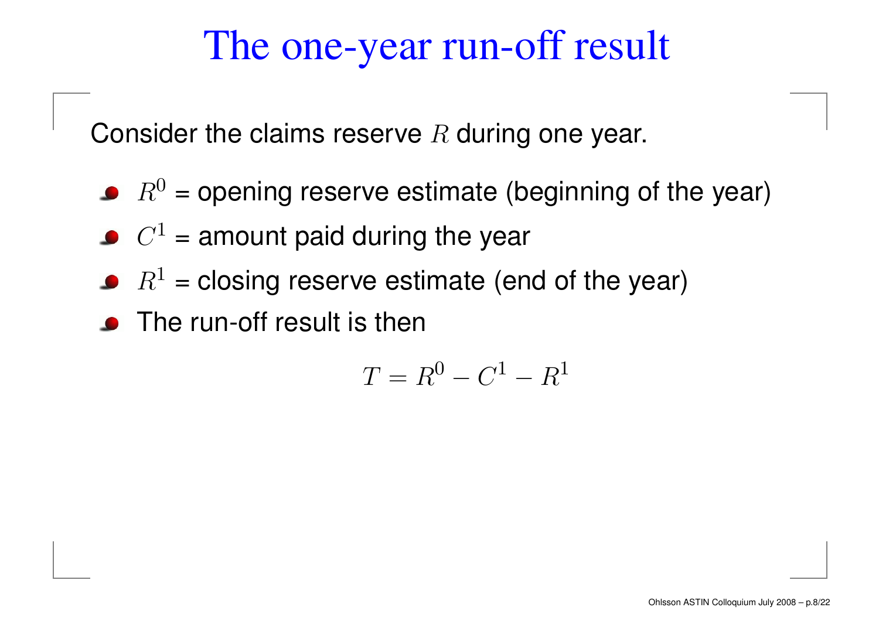# The one-year run-off result

Consider the claims reserve $R$ during one year.

- $R^0$ = opening reserve estimate (beginning of the year)
- $C^1$ = amount paid during the year
- $R^1$ = closing reserve estimate (end of the year)
- The run-off result is then

$$T = R^0 - C^1 - R^1$$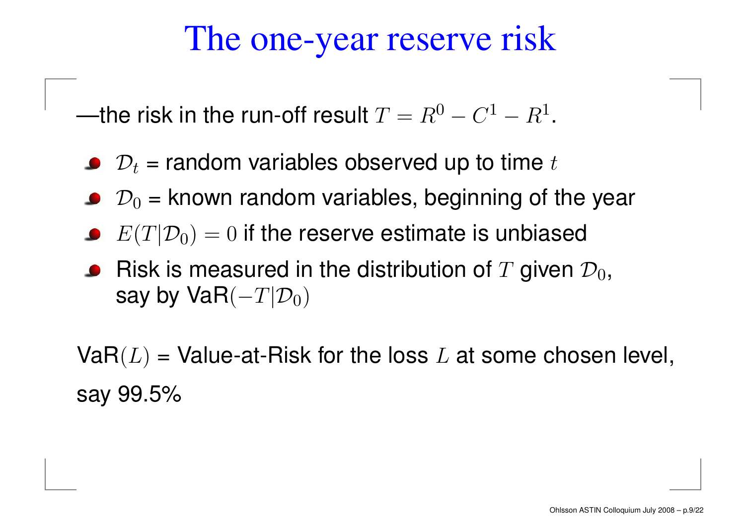# The one-year reserve risk

—the risk in the run-off result $T = R^0 - C^1 - R^1$.

- $\mathcal{D}_t$ = random variables observed up to time $t$
- $\mathcal{D}_0$ = known random variables, beginning of the year
- $E(T|\mathcal{D}_0) = 0$ if the reserve estimate is unbiased
- Risk is measured in the distribution of $T$ given $\mathcal{D}_0$, say by VaR$(-T|\mathcal{D}_0)$

VaR$(L)$ = Value-at-Risk for the loss $L$ at some chosen level, say 99.5%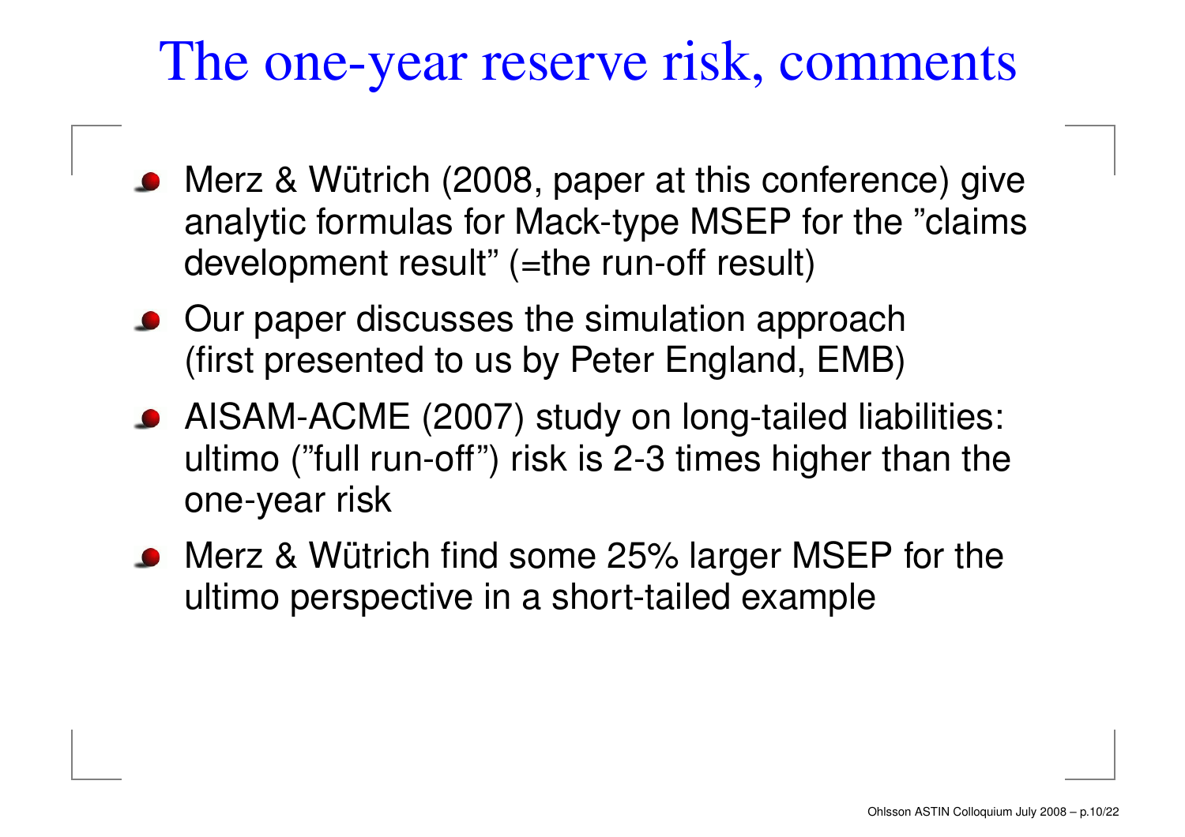# The one-year reserve risk, comments

- Merz & Wütrich (2008, paper at this conference) give analytic formulas for Mack-type MSEP for the ”claims development result” (=the run-off result)
- Our paper discusses the simulation approach (first presented to us by Peter England, EMB)
- AISAM-ACME (2007) study on long-tailed liabilities: ultimo (”full run-off”) risk is 2-3 times higher than the one-year risk
- Merz & Wütrich find some 25% larger MSEP for the ultimo perspective in a short-tailed example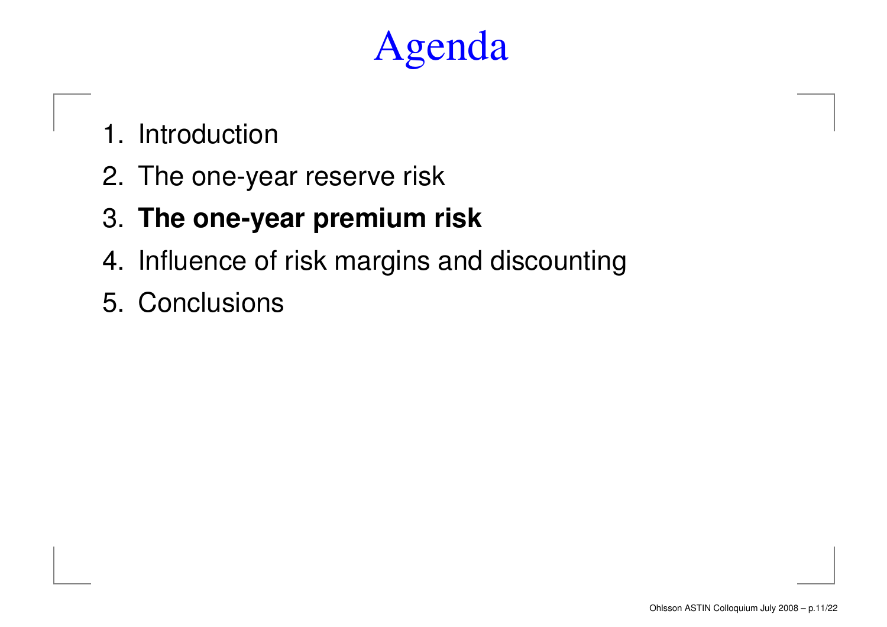# Agenda

1. Introduction
2. The one-year reserve risk
3. **The one-year premium risk**
4. Influence of risk margins and discounting
5. Conclusions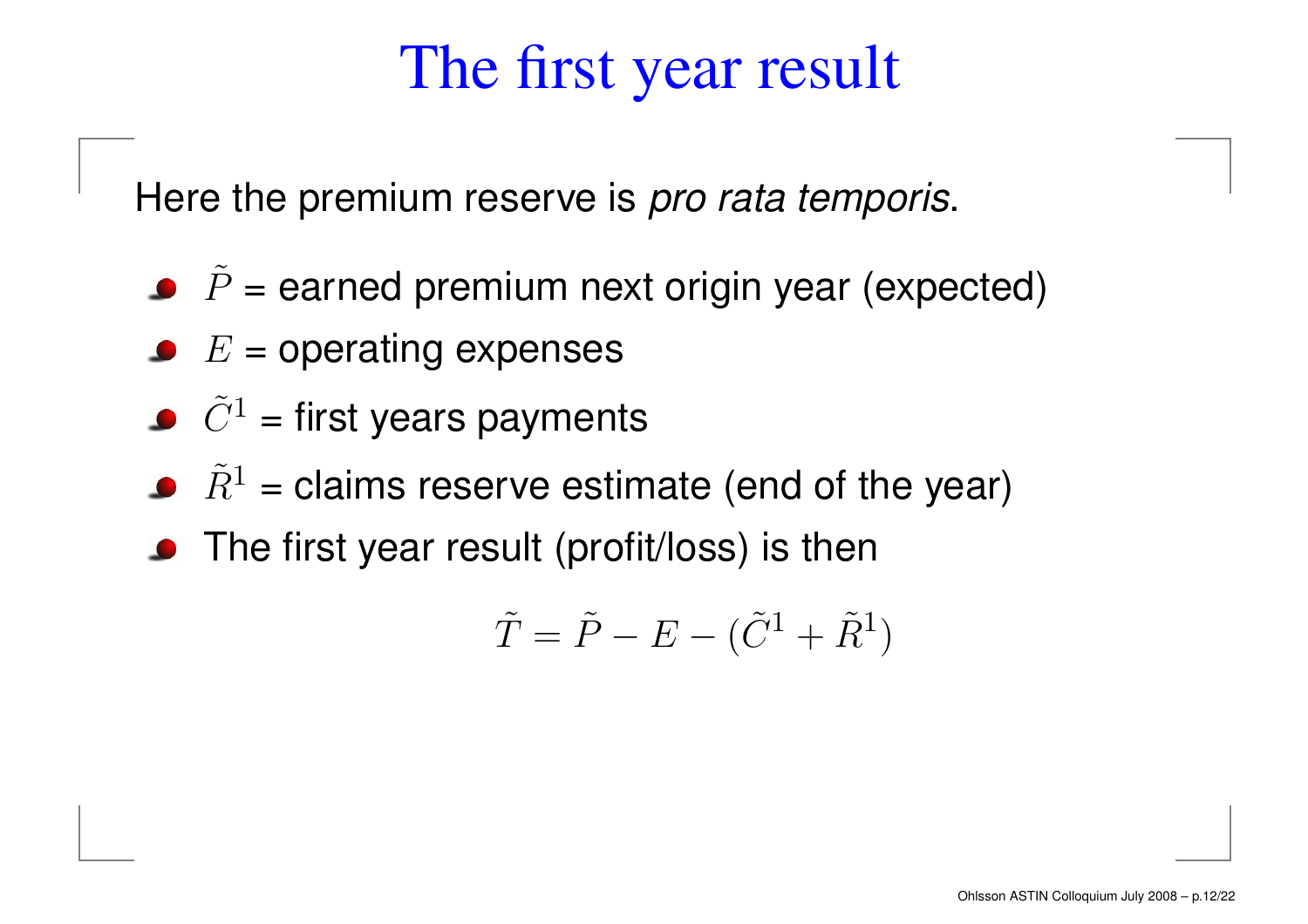# The first year result

Here the premium reserve is *pro rata temporis*.

- $\tilde{P}$ = earned premium next origin year (expected)
- $E$ = operating expenses
- $\tilde{C}^1$ = first years payments
- $\tilde{R}^1$ = claims reserve estimate (end of the year)
- The first year result (profit/loss) is then

$$\tilde{T} = \tilde{P} - E - (\tilde{C}^1 + \tilde{R}^1)$$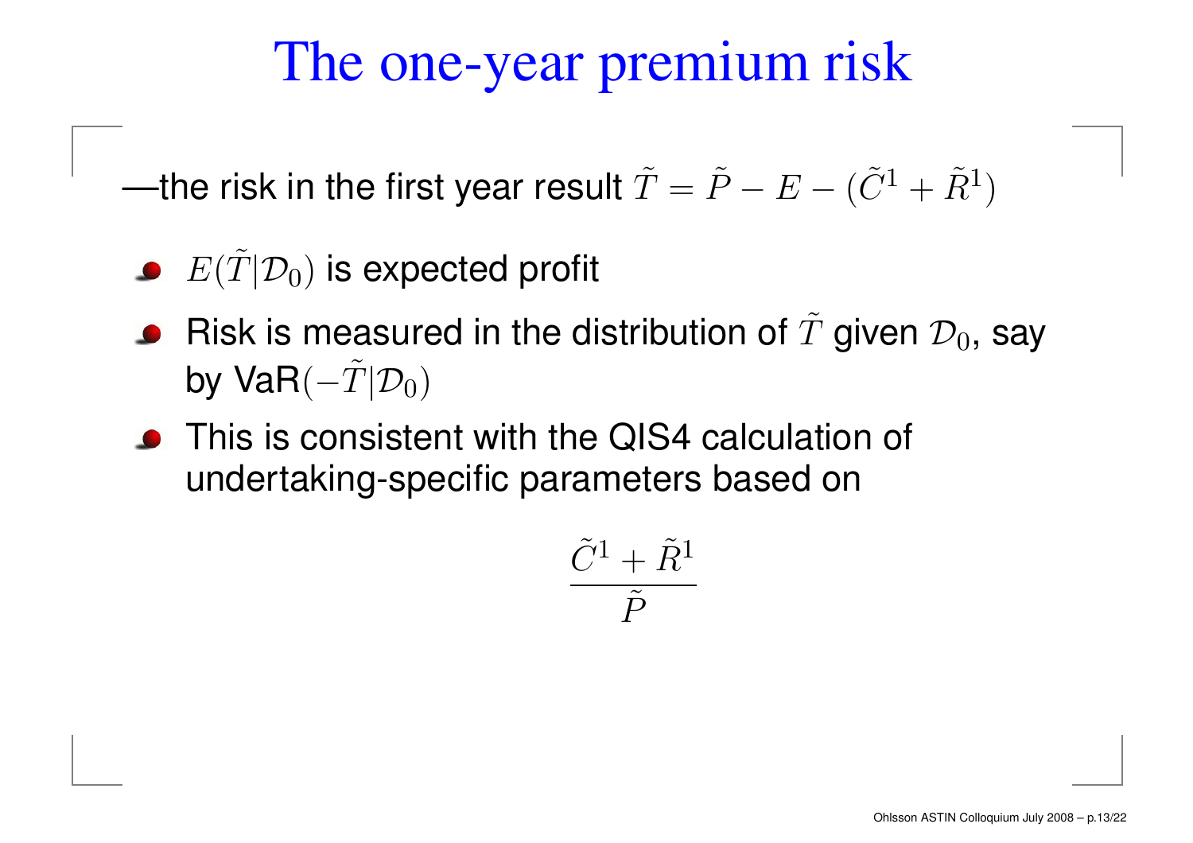# The one-year premium risk

—the risk in the first year result $\tilde{T} = \tilde{P} - E - (\tilde{C}^1 + \tilde{R}^1)$

- $E(\tilde{T}|\mathcal{D}_0)$ is expected profit
- Risk is measured in the distribution of $\tilde{T}$ given $\mathcal{D}_0$, say by VaR$(-\tilde{T}|\mathcal{D}_0)$
- This is consistent with the QIS4 calculation of undertaking-specific parameters based on

$$\frac{\tilde{C}^1 + \tilde{R}^1}{\tilde{P}}$$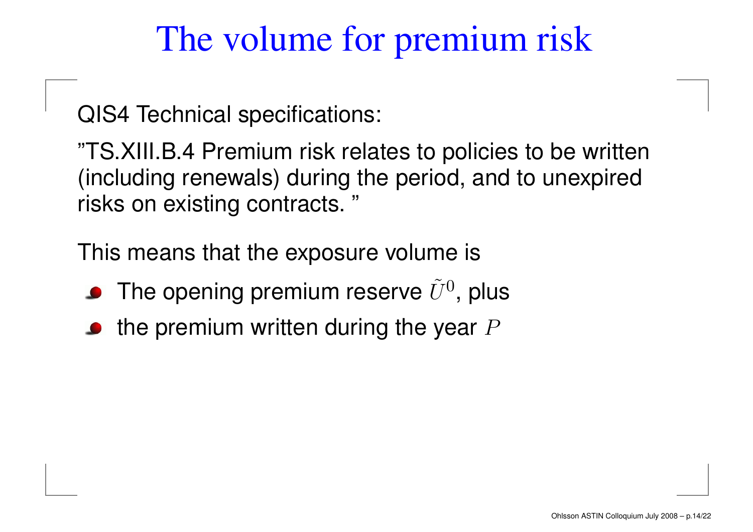# The volume for premium risk

QIS4 Technical specifications:

"TS.XIII.B.4 Premium risk relates to policies to be written (including renewals) during the period, and to unexpired risks on existing contracts. "

This means that the exposure volume is

- The opening premium reserve $\tilde{U}^0$, plus
- the premium written during the year $P$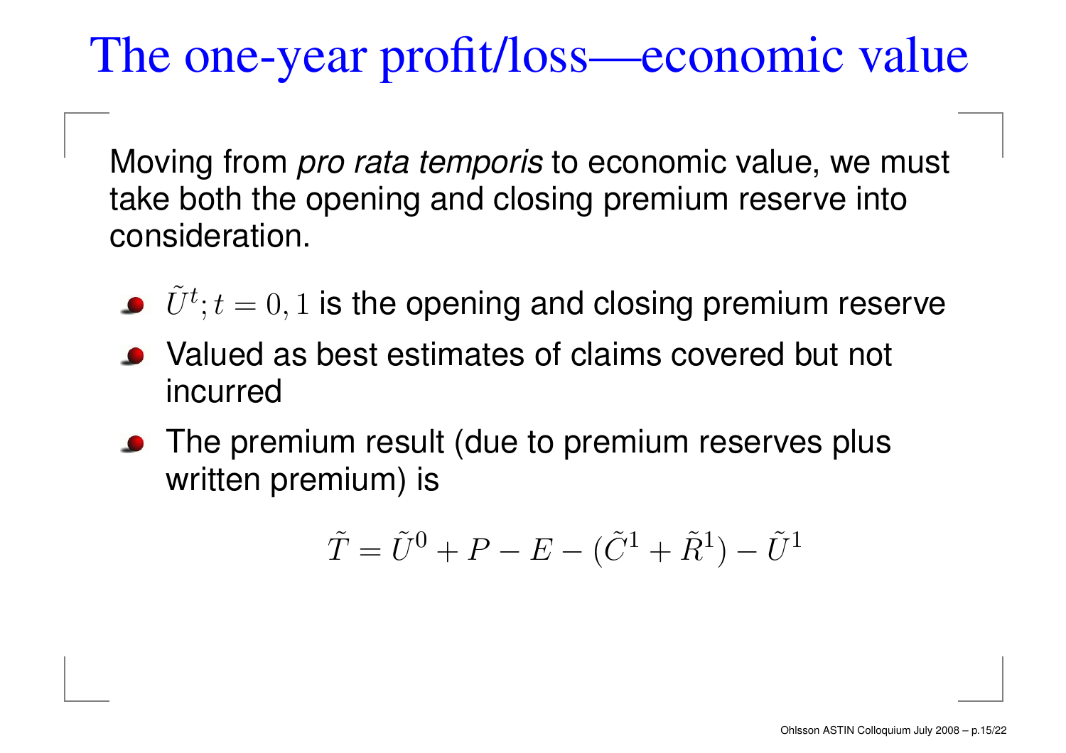# The one-year profit/loss—economic value

Moving from *pro rata temporis* to economic value, we must take both the opening and closing premium reserve into consideration.

- $\tilde{U}^t; t = 0, 1$ is the opening and closing premium reserve
- Valued as best estimates of claims covered but not incurred
- The premium result (due to premium reserves plus written premium) is

$$\tilde{T} = \tilde{U}^0 + P - E - (\tilde{C}^1 + \tilde{R}^1) - \tilde{U}^1$$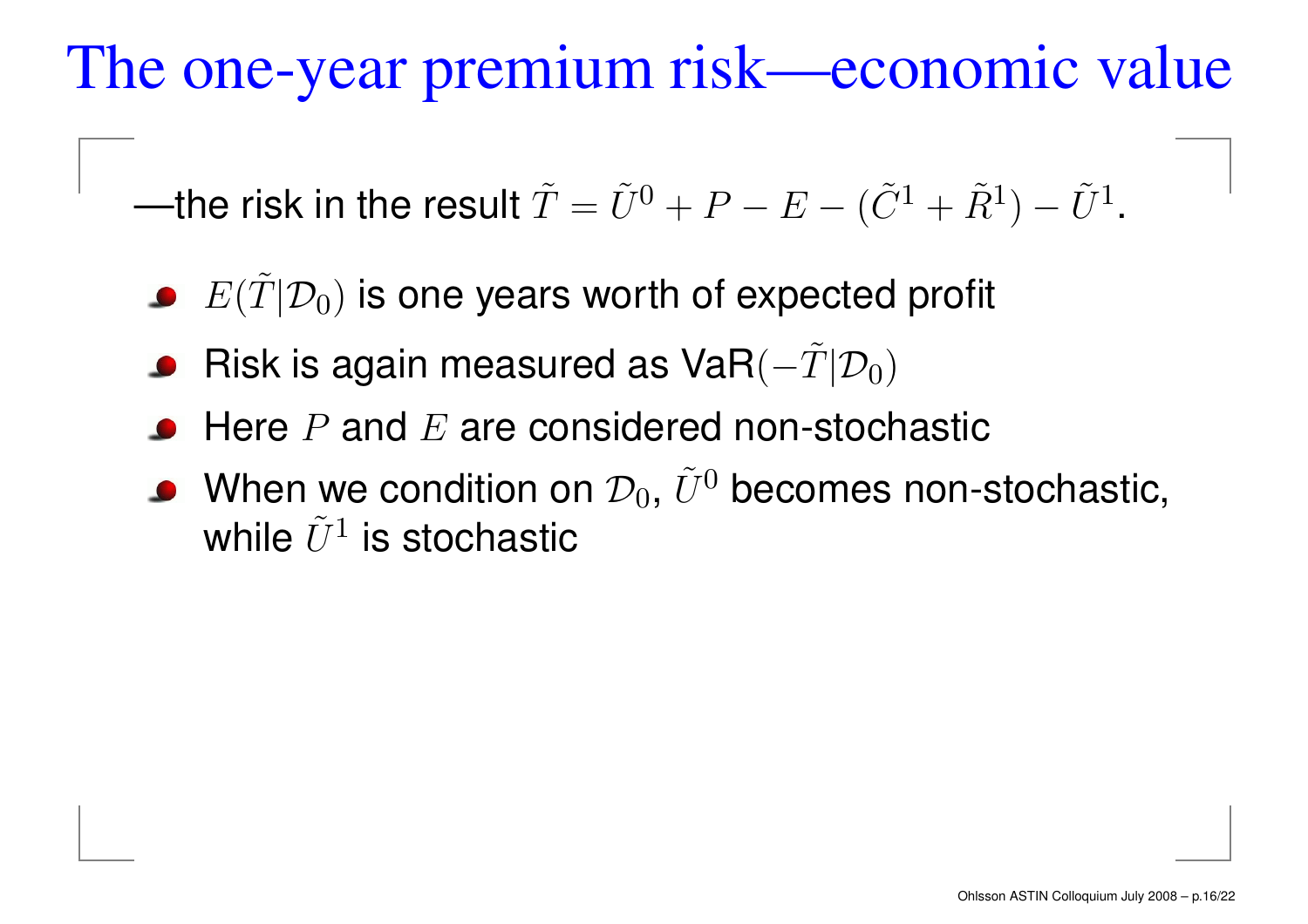# The one-year premium risk—economic value

—the risk in the result $\tilde{T} = \tilde{U}^0 + P - E - (\tilde{C}^1 + \tilde{R}^1) - \tilde{U}^1$.

- $E(\tilde{T}|\mathcal{D}_0)$ is one years worth of expected profit
- Risk is again measured as VaR$(-\tilde{T}|\mathcal{D}_0)$
- Here $P$ and $E$ are considered non-stochastic
- When we condition on $\mathcal{D}_0$, $\tilde{U}^0$ becomes non-stochastic, while $\tilde{U}^1$ is stochastic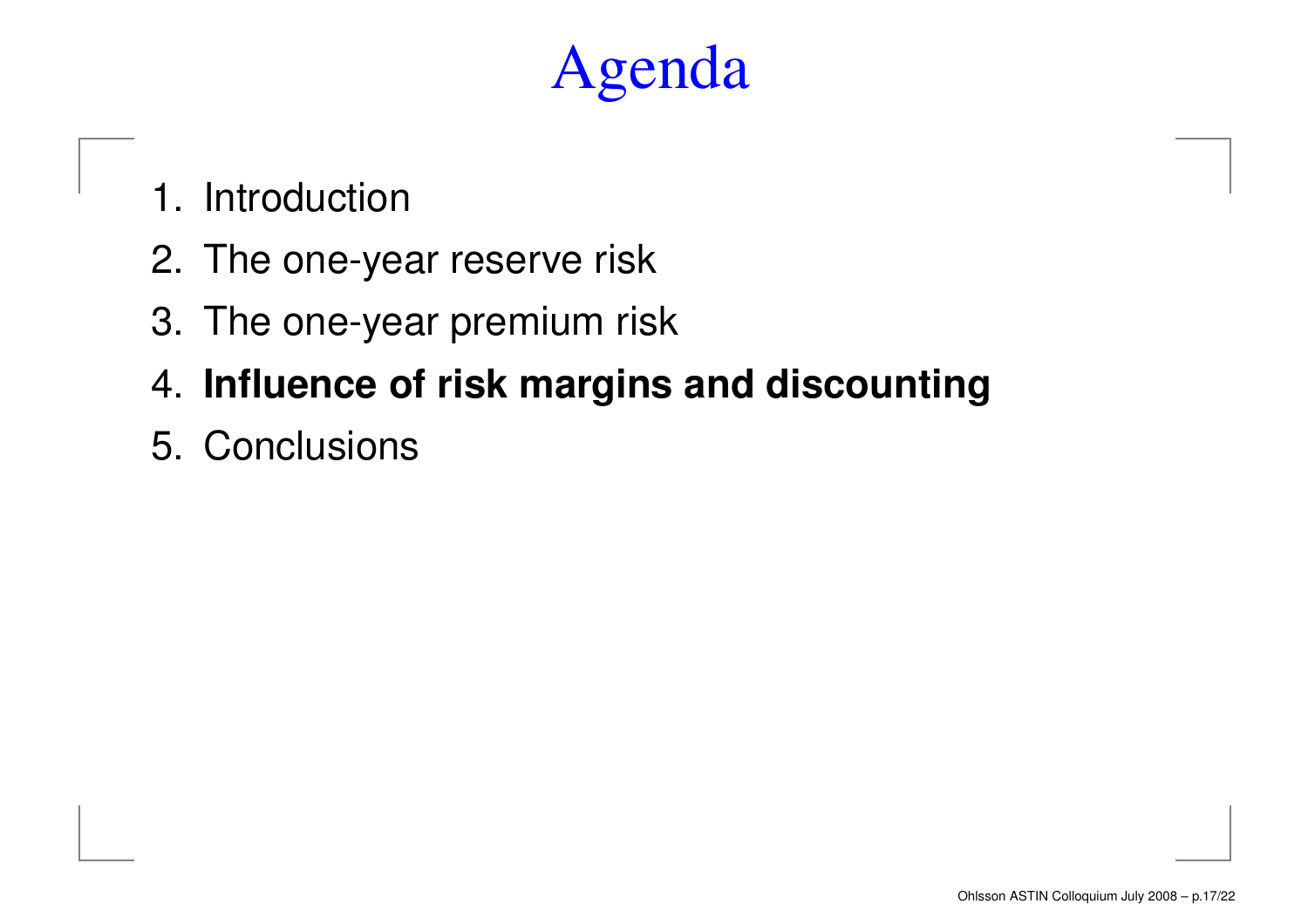# Agenda

1. Introduction
2. The one-year reserve risk
3. The one-year premium risk
4. **Influence of risk margins and discounting**
5. Conclusions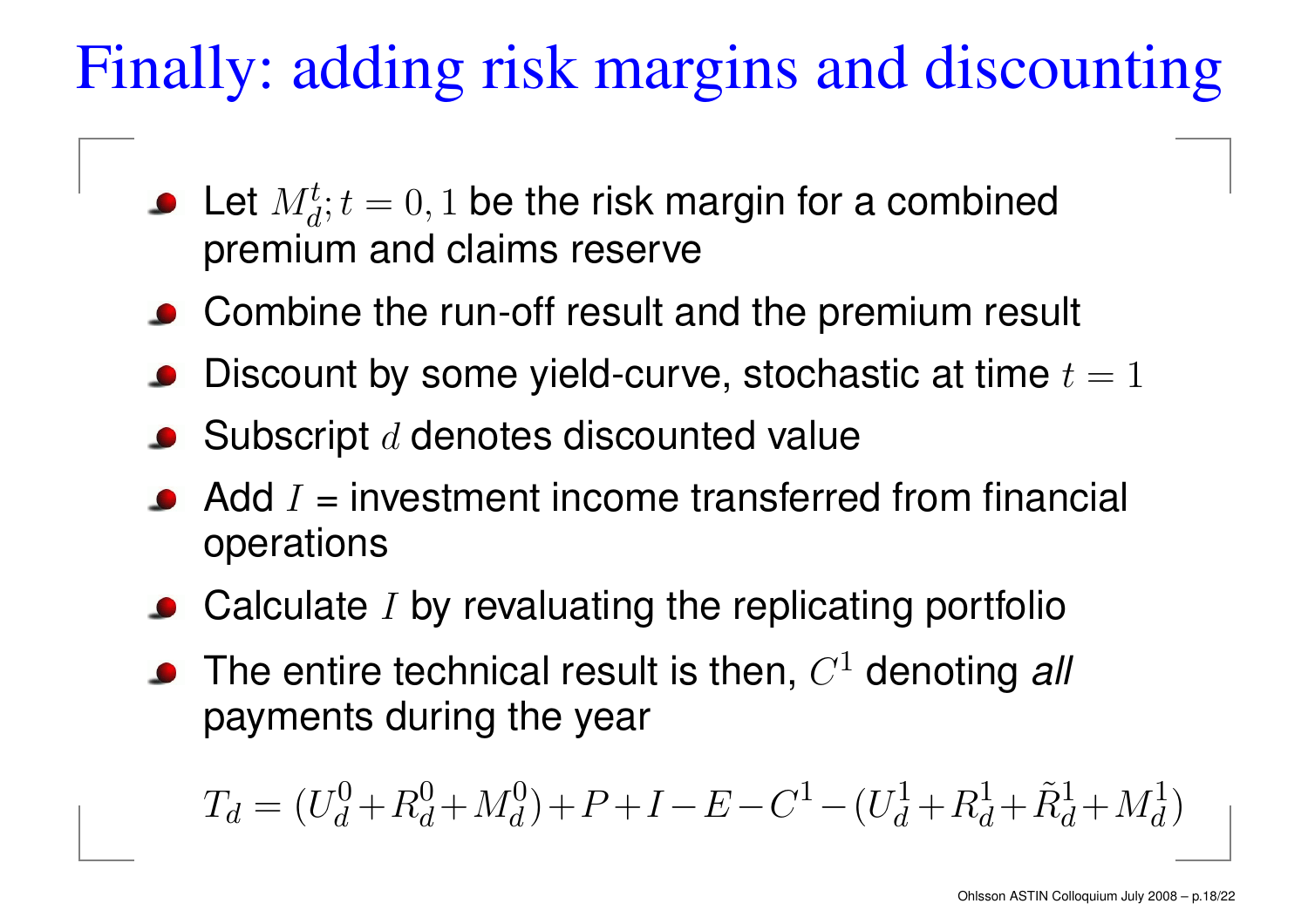# Finally: adding risk margins and discounting

- Let $M_d^t; t = 0, 1$ be the risk margin for a combined premium and claims reserve
- Combine the run-off result and the premium result
- Discount by some yield-curve, stochastic at time $t = 1$
- Subscript $d$ denotes discounted value
- Add $I$ = investment income transferred from financial operations
- Calculate $I$ by revaluating the replicating portfolio
- The entire technical result is then, $C^1$ denoting *all* payments during the year

$$T_d = (U_d^0 + R_d^0 + M_d^0) + P + I - E - C^1 - (U_d^1 + R_d^1 + \tilde{R}_d^1 + M_d^1)$$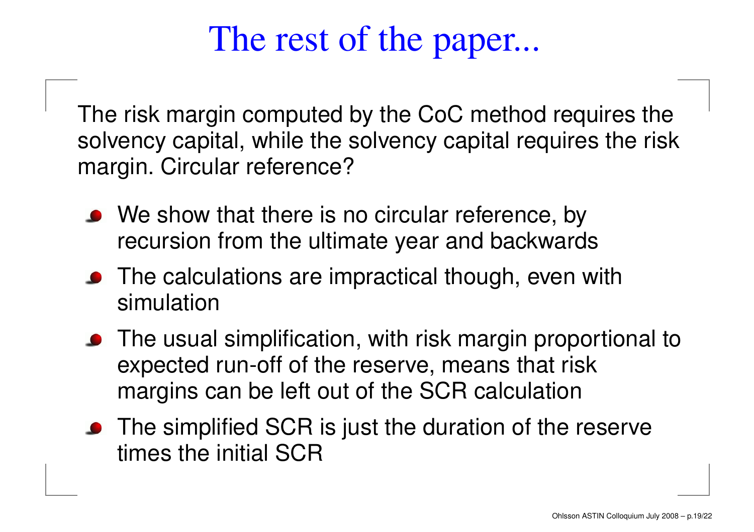# The rest of the paper...

The risk margin computed by the CoC method requires the solvency capital, while the solvency capital requires the risk margin. Circular reference?

- We show that there is no circular reference, by recursion from the ultimate year and backwards
- The calculations are impractical though, even with simulation
- The usual simplification, with risk margin proportional to expected run-off of the reserve, means that risk margins can be left out of the SCR calculation
- The simplified SCR is just the duration of the reserve times the initial SCR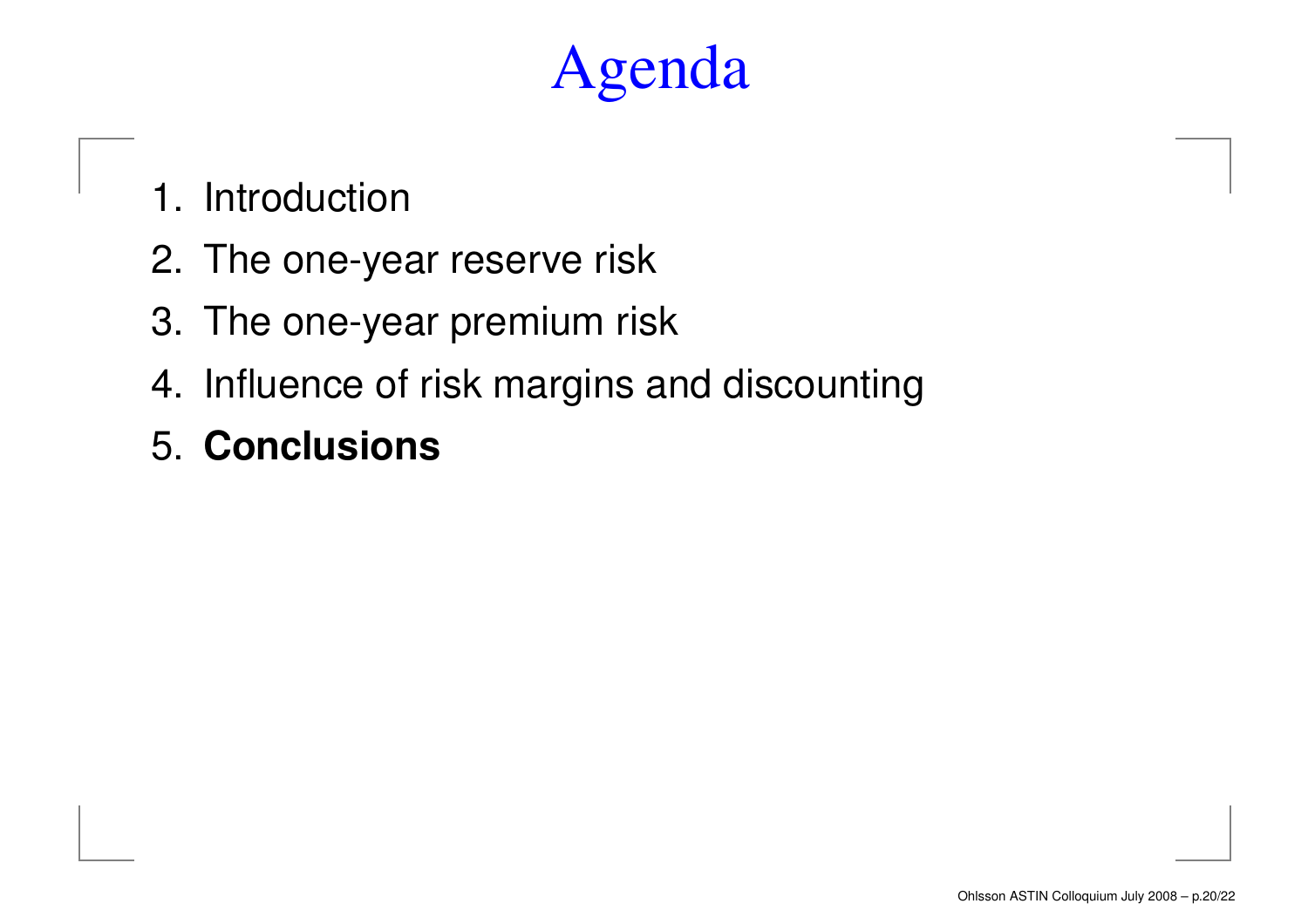# Agenda

1. Introduction
2. The one-year reserve risk
3. The one-year premium risk
4. Influence of risk margins and discounting
5. **Conclusions**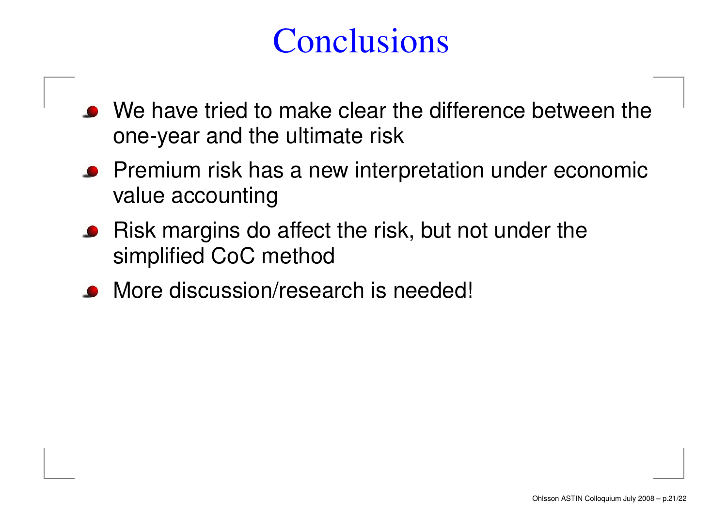# Conclusions

- We have tried to make clear the difference between the one-year and the ultimate risk
- Premium risk has a new interpretation under economic value accounting
- Risk margins do affect the risk, but not under the simplified CoC method
- More discussion/research is needed!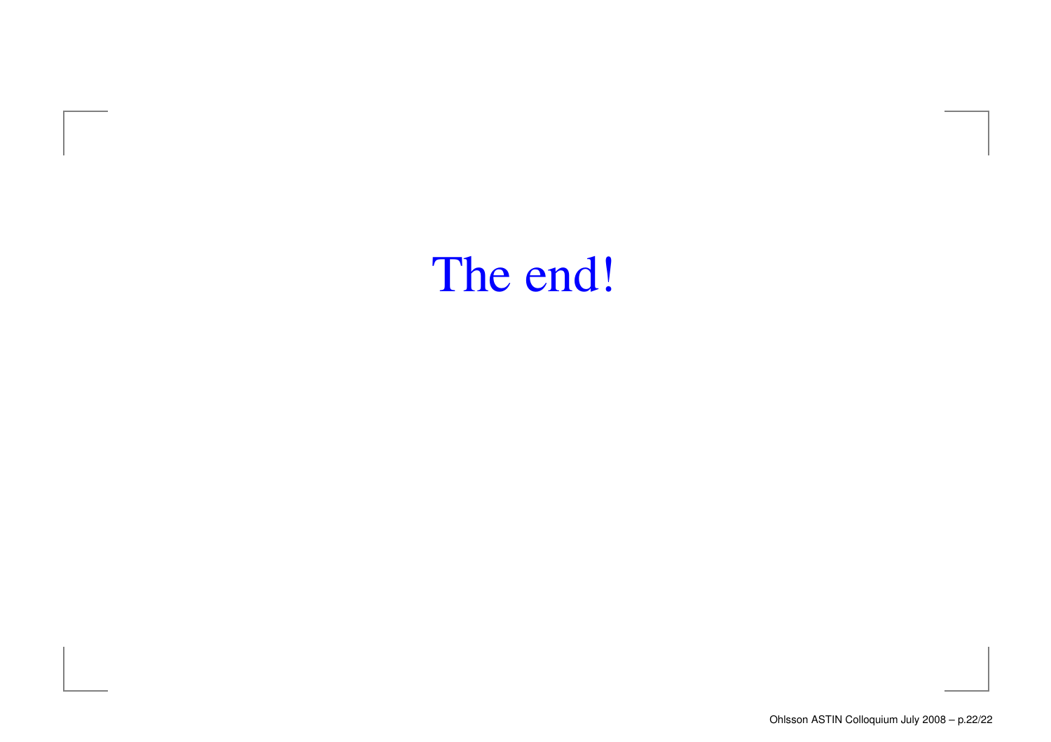# The end!